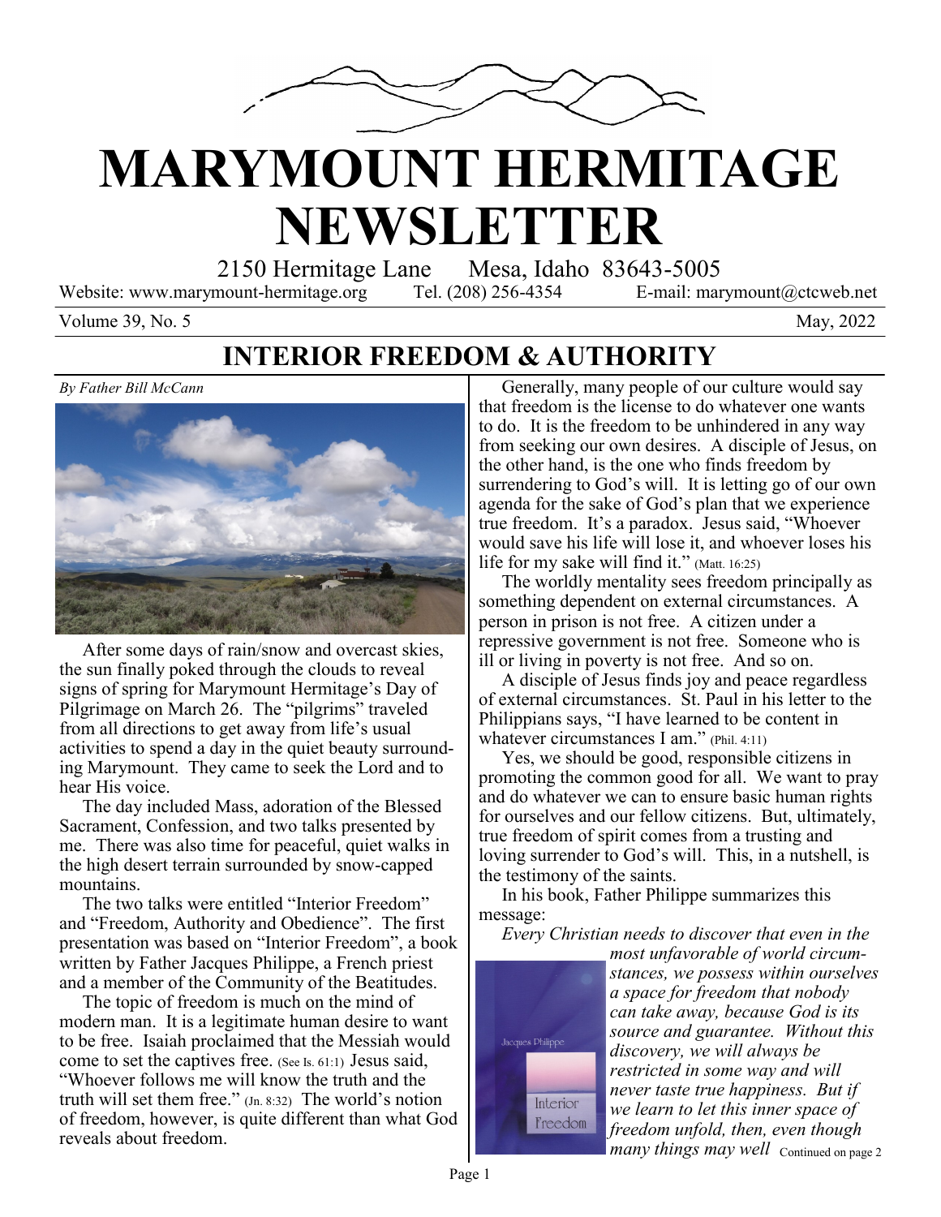# MARYMOUNT HERMITAGE NEWSLETTER

2150 Hermitage Lane Mesa, Idaho 83643-5005

Website: www.marymount-hermitage.org Tel. (208) 256-4354 E-mail: marymount@ctcweb.net

Volume 39, No. 5 May, 2022

## INTERIOR FREEDOM & AUTHORITY

*By Father Bill McCann*

After some days of rain/snow and overcast skies, the sun finally poked through the clouds to reveal signs of spring for Marymount Hermitage's Day of Pilgrimage on March 26. The "pilgrims" traveled from all directions to get away from life's usual activities to spend a day in the quiet beauty surrounding Marymount. They came to seek the Lord and to hear His voice.

The day included Mass, adoration of the Blessed Sacrament, Confession, and two talks presented by me. There was also time for peaceful, quiet walks in the high desert terrain surrounded by snow-capped mountains.

The two talks were entitled "Interior Freedom" and "Freedom, Authority and Obedience". The first presentation was based on "Interior Freedom", a book written by Father Jacques Philippe, a French priest and a member of the Community of the Beatitudes.

The topic of freedom is much on the mind of modern man. It is a legitimate human desire to want to be free. Isaiah proclaimed that the Messiah would come to set the captives free. (See Is. 61:1) Jesus said, "Whoever follows me will know the truth and the truth will set them free." (Jn. 8:32) The world's notion of freedom, however, is quite different than what God reveals about freedom.

Generally, many people of our culture would say that freedom is the license to do whatever one wants to do. It is the freedom to be unhindered in any way from seeking our own desires. A disciple of Jesus, on the other hand, is the one who finds freedom by surrendering to God's will. It is letting go of our own agenda for the sake of God's plan that we experience true freedom. It's a paradox. Jesus said, "Whoever would save his life will lose it, and whoever loses his life for my sake will find it." (Matt. 16:25)

The worldly mentality sees freedom principally as something dependent on external circumstances. A person in prison is not free. A citizen under a repressive government is not free. Someone who is ill or living in poverty is not free. And so on.

A disciple of Jesus finds joy and peace regardless of external circumstances. St. Paul in his letter to the Philippians says, "I have learned to be content in whatever circumstances I am." (Phil. 4:11)

Yes, we should be good, responsible citizens in promoting the common good for all. We want to pray and do whatever we can to ensure basic human rights for ourselves and our fellow citizens. But, ultimately, true freedom of spirit comes from a trusting and loving surrender to God's will. This, in a nutshell, is the testimony of the saints.

In his book, Father Philippe summarizes this message:

*Every Christian needs to discover that even in the most unfavorable of world circumstances, we possess within ourselves a space for freedom that nobody can take away, because God is its source and guarantee. Without this discovery, we will always be restricted in some way and will never taste true happiness. But if we learn to let this inner space of freedom unfold, then, even though many things may well*

Continued on page 2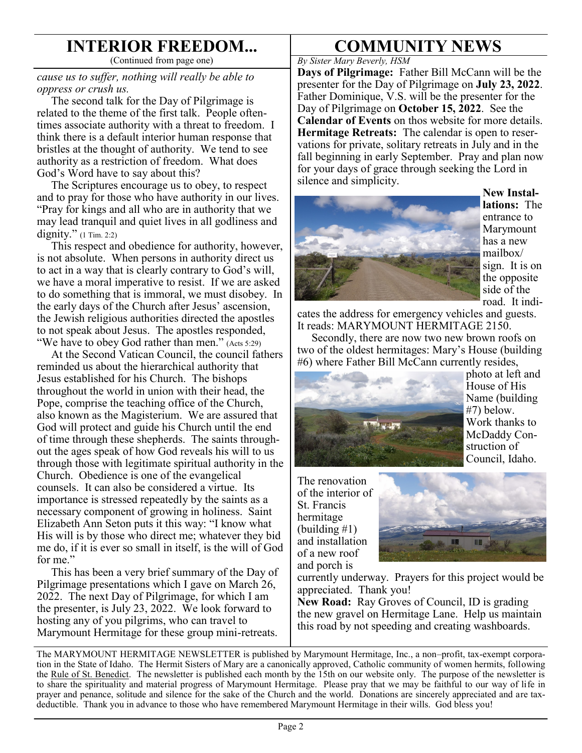## INTERIOR FREEDOM...

(Continued from page one)

*cause us to suffer, nothing will really be able to oppress or crush us.*

The second talk for the Day of Pilgrimage is related to the theme of the first talk. People oftentimes associate authority with a threat to freedom. I think there is a default interior human response that bristles at the thought of authority. We tend to see authority as a restriction of freedom. What does God's Word have to say about this?

The Scriptures encourage us to obey, to respect and to pray for those who have authority in our lives. "Pray for kings and all who are in authority that we may lead tranquil and quiet lives in all godliness and dignity." (1 Tim. 2:2)

This respect and obedience for authority, however, is not absolute. When persons in authority direct us to act in a way that is clearly contrary to God's will, we have a moral imperative to resist. If we are asked to do something that is immoral, we must disobey. In the early days of the Church after Jesus' ascension, the Jewish religious authorities directed the apostles to not speak about Jesus. The apostles responded, "We have to obey God rather than men." (Acts 5:29)

At the Second Vatican Council, the council fathers reminded us about the hierarchical authority that Jesus established for his Church. The bishops throughout the world in union with their head, the Pope, comprise the teaching office of the Church, also known as the Magisterium. We are assured that God will protect and guide his Church until the end of time through these shepherds. The saints throughout the ages speak of how God reveals his will to us through those with legitimate spiritual authority in the Church. Obedience is one of the evangelical counsels. It can also be considered a virtue. Its importance is stressed repeatedly by the saints as a necessary component of growing in holiness. Saint Elizabeth Ann Seton puts it this way: "I know what His will is by those who direct me; whatever they bid me do, if it is ever so small in itself, is the will of God for me."

This has been a very brief summary of the Day of Pilgrimage presentations which I gave on March 26, 2022. The next Day of Pilgrimage, for which I am the presenter, is July 23, 2022. We look forward to hosting any of you pilgrims, who can travel to Marymount Hermitage for these group mini-retreats.

## COMMUNITY NEWS

*By Sister Mary Beverly, HSM*

**Days of Pilgrimage:** Father Bill McCann will be the presenter for the Day of Pilgrimage on **July 23, 2022**. Father Dominique, V.S. will be the presenter for the Day of Pilgrimage on **October 15, 2022**. See the **Calendar of Events** on thos website for more details.

**Hermitage Retreats:** The calendar is open to reservations for private, solitary retreats in July and in the fall beginning in early September. Pray and plan now for your days of grace through seeking the Lord in silence and simplicity.

**New Installations:** The entrance to Marymount has a new mailbox/sign. It is on the opposite side of the road. It indicates the address for emergency vehicles and guests. It reads: MARYMOUNT HERMITAGE 2150.

Secondly, there are now two new brown roofs on two of the oldest hermitages: Mary's House (building #6) where Father Bill McCann currently resides, photo at left and House of His Name (building #7) below. Work thanks to McDaddy Construction of Council, Idaho.

The renovation of the interior of St. Francis hermitage (building #1) and installation of a new roof and porch is currently underway. Prayers for this project would be appreciated. Thank you!

**New Road:** Ray Groves of Council, ID is grading the new gravel on Hermitage Lane. Help us maintain this road by not speeding and creating washboards.

The MARYMOUNT HERMITAGE NEWSLETTER is published by Marymount Hermitage, Inc., a non–profit, tax-exempt corporation in the State of Idaho. The Hermit Sisters of Mary are a canonically approved, Catholic community of women hermits, following the Rule of St. Benedict. The newsletter is published each month by the 15th on our website only. The purpose of the newsletter is to share the spirituality and material progress of Marymount Hermitage. Please pray that we may be faithful to our way of life in prayer and penance, solitude and silence for the sake of the Church and the world. Donations are sincerely appreciated and are tax-deductible. Thank you in advance to those who have remembered Marymount Hermitage in their wills. God bless you!